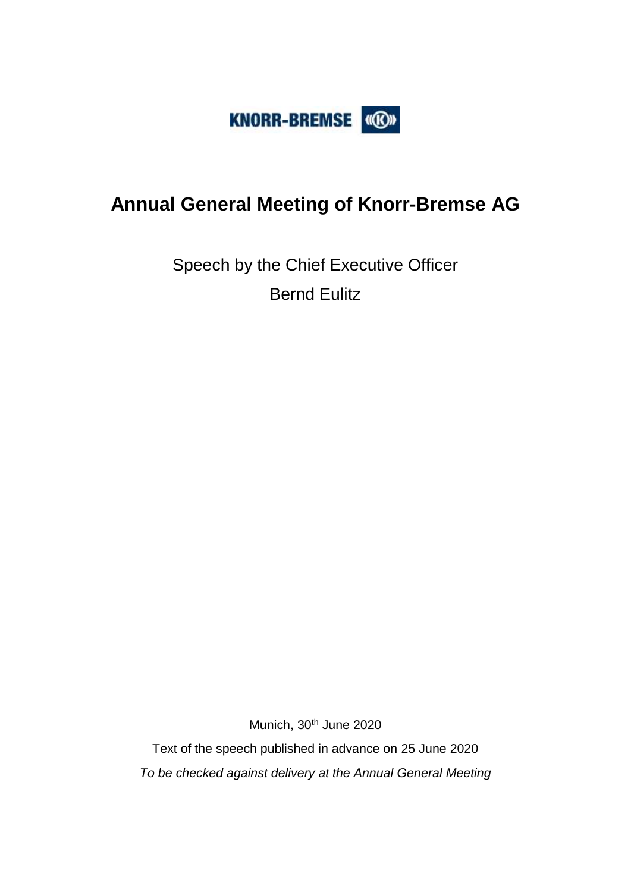KNORR-BREMSE

# Annual General Meeting of Knorr-Bremse AG

Speech by the Chief Executive Officer

Bernd Eulitz

Munich, 30th June 2020

Text of the speech published in advance on 25 June 2020

*To be checked against delivery at the Annual General Meeting*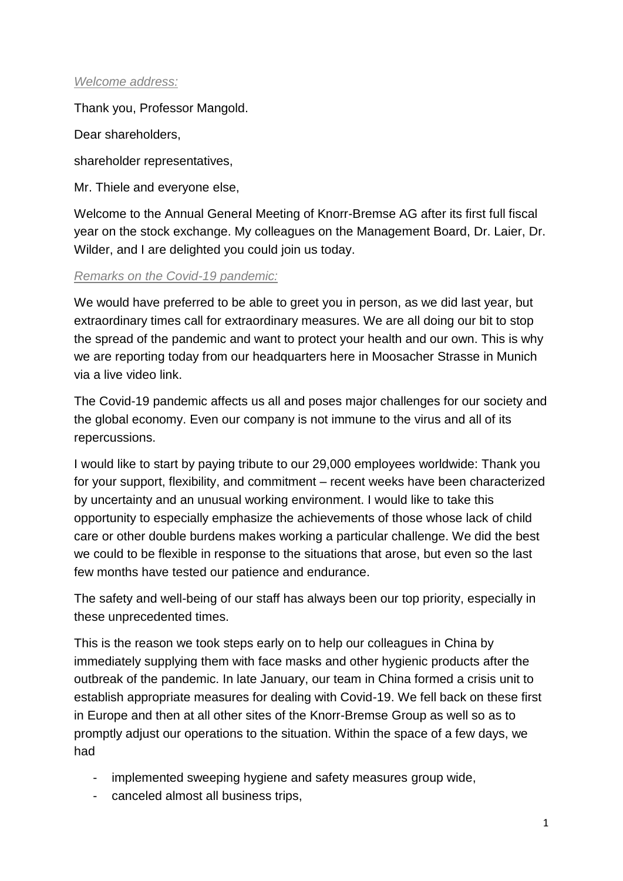*Welcome address:*

Thank you, Professor Mangold.

Dear shareholders,

shareholder representatives,

Mr. Thiele and everyone else,

Welcome to the Annual General Meeting of Knorr-Bremse AG after its first full fiscal year on the stock exchange. My colleagues on the Management Board, Dr. Laier, Dr. Wilder, and I are delighted you could join us today.

*Remarks on the Covid-19 pandemic:*

We would have preferred to be able to greet you in person, as we did last year, but extraordinary times call for extraordinary measures. We are all doing our bit to stop the spread of the pandemic and want to protect your health and our own. This is why we are reporting today from our headquarters here in Moosacher Strasse in Munich via a live video link.

The Covid-19 pandemic affects us all and poses major challenges for our society and the global economy. Even our company is not immune to the virus and all of its repercussions.

I would like to start by paying tribute to our 29,000 employees worldwide: Thank you for your support, flexibility, and commitment – recent weeks have been characterized by uncertainty and an unusual working environment. I would like to take this opportunity to especially emphasize the achievements of those whose lack of child care or other double burdens makes working a particular challenge. We did the best we could to be flexible in response to the situations that arose, but even so the last few months have tested our patience and endurance.

The safety and well-being of our staff has always been our top priority, especially in these unprecedented times.

This is the reason we took steps early on to help our colleagues in China by immediately supplying them with face masks and other hygienic products after the outbreak of the pandemic. In late January, our team in China formed a crisis unit to establish appropriate measures for dealing with Covid-19. We fell back on these first in Europe and then at all other sites of the Knorr-Bremse Group as well so as to promptly adjust our operations to the situation. Within the space of a few days, we had

- implemented sweeping hygiene and safety measures group wide,
- canceled almost all business trips,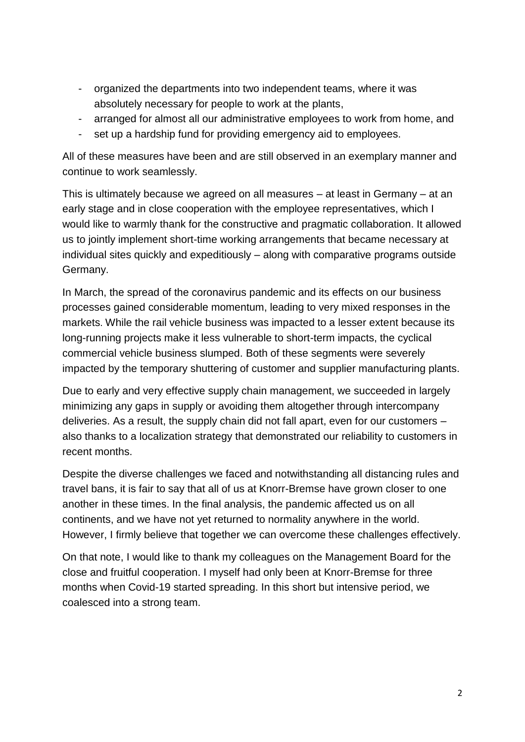- organized the departments into two independent teams, where it was absolutely necessary for people to work at the plants,
- arranged for almost all our administrative employees to work from home, and
- set up a hardship fund for providing emergency aid to employees.

All of these measures have been and are still observed in an exemplary manner and continue to work seamlessly.

This is ultimately because we agreed on all measures – at least in Germany – at an early stage and in close cooperation with the employee representatives, which I would like to warmly thank for the constructive and pragmatic collaboration. It allowed us to jointly implement short-time working arrangements that became necessary at individual sites quickly and expeditiously – along with comparative programs outside Germany.

In March, the spread of the coronavirus pandemic and its effects on our business processes gained considerable momentum, leading to very mixed responses in the markets. While the rail vehicle business was impacted to a lesser extent because its long-running projects make it less vulnerable to short-term impacts, the cyclical commercial vehicle business slumped. Both of these segments were severely impacted by the temporary shuttering of customer and supplier manufacturing plants.

Due to early and very effective supply chain management, we succeeded in largely minimizing any gaps in supply or avoiding them altogether through intercompany deliveries. As a result, the supply chain did not fall apart, even for our customers – also thanks to a localization strategy that demonstrated our reliability to customers in recent months.

Despite the diverse challenges we faced and notwithstanding all distancing rules and travel bans, it is fair to say that all of us at Knorr-Bremse have grown closer to one another in these times. In the final analysis, the pandemic affected us on all continents, and we have not yet returned to normality anywhere in the world. However, I firmly believe that together we can overcome these challenges effectively.

On that note, I would like to thank my colleagues on the Management Board for the close and fruitful cooperation. I myself had only been at Knorr-Bremse for three months when Covid-19 started spreading. In this short but intensive period, we coalesced into a strong team.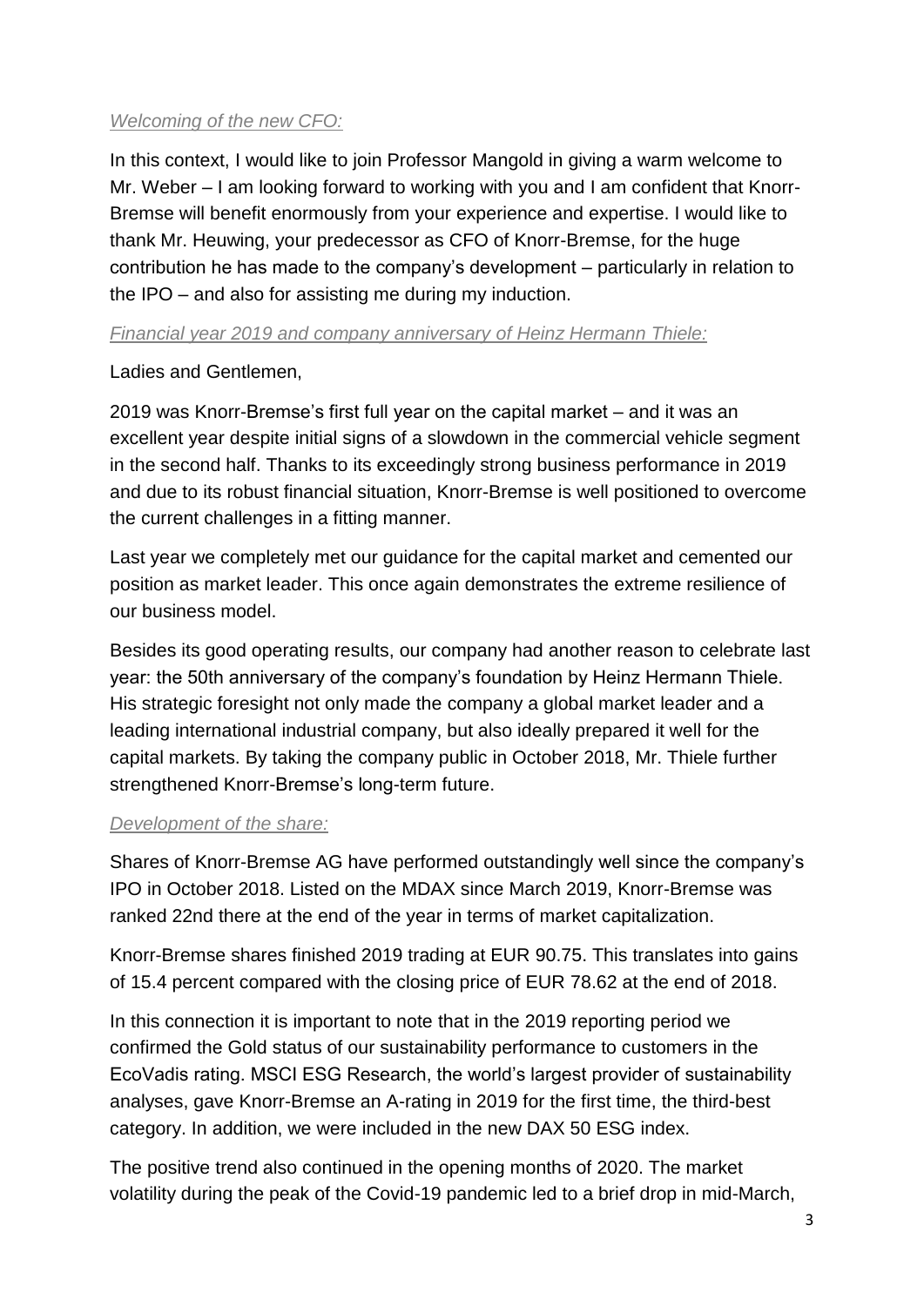*Welcoming of the new CFO:*

In this context, I would like to join Professor Mangold in giving a warm welcome to Mr. Weber – I am looking forward to working with you and I am confident that Knorr-Bremse will benefit enormously from your experience and expertise. I would like to thank Mr. Heuwing, your predecessor as CFO of Knorr-Bremse, for the huge contribution he has made to the company's development – particularly in relation to the IPO – and also for assisting me during my induction.

*Financial year 2019 and company anniversary of Heinz Hermann Thiele:*

Ladies and Gentlemen,

2019 was Knorr-Bremse's first full year on the capital market – and it was an excellent year despite initial signs of a slowdown in the commercial vehicle segment in the second half. Thanks to its exceedingly strong business performance in 2019 and due to its robust financial situation, Knorr-Bremse is well positioned to overcome the current challenges in a fitting manner.

Last year we completely met our guidance for the capital market and cemented our position as market leader. This once again demonstrates the extreme resilience of our business model.

Besides its good operating results, our company had another reason to celebrate last year: the 50th anniversary of the company's foundation by Heinz Hermann Thiele. His strategic foresight not only made the company a global market leader and a leading international industrial company, but also ideally prepared it well for the capital markets. By taking the company public in October 2018, Mr. Thiele further strengthened Knorr-Bremse's long-term future.

*Development of the share:*

Shares of Knorr-Bremse AG have performed outstandingly well since the company's IPO in October 2018. Listed on the MDAX since March 2019, Knorr-Bremse was ranked 22nd there at the end of the year in terms of market capitalization.

Knorr-Bremse shares finished 2019 trading at EUR 90.75. This translates into gains of 15.4 percent compared with the closing price of EUR 78.62 at the end of 2018.

In this connection it is important to note that in the 2019 reporting period we confirmed the Gold status of our sustainability performance to customers in the EcoVadis rating. MSCI ESG Research, the world's largest provider of sustainability analyses, gave Knorr-Bremse an A-rating in 2019 for the first time, the third-best category. In addition, we were included in the new DAX 50 ESG index.

The positive trend also continued in the opening months of 2020. The market volatility during the peak of the Covid-19 pandemic led to a brief drop in mid-March,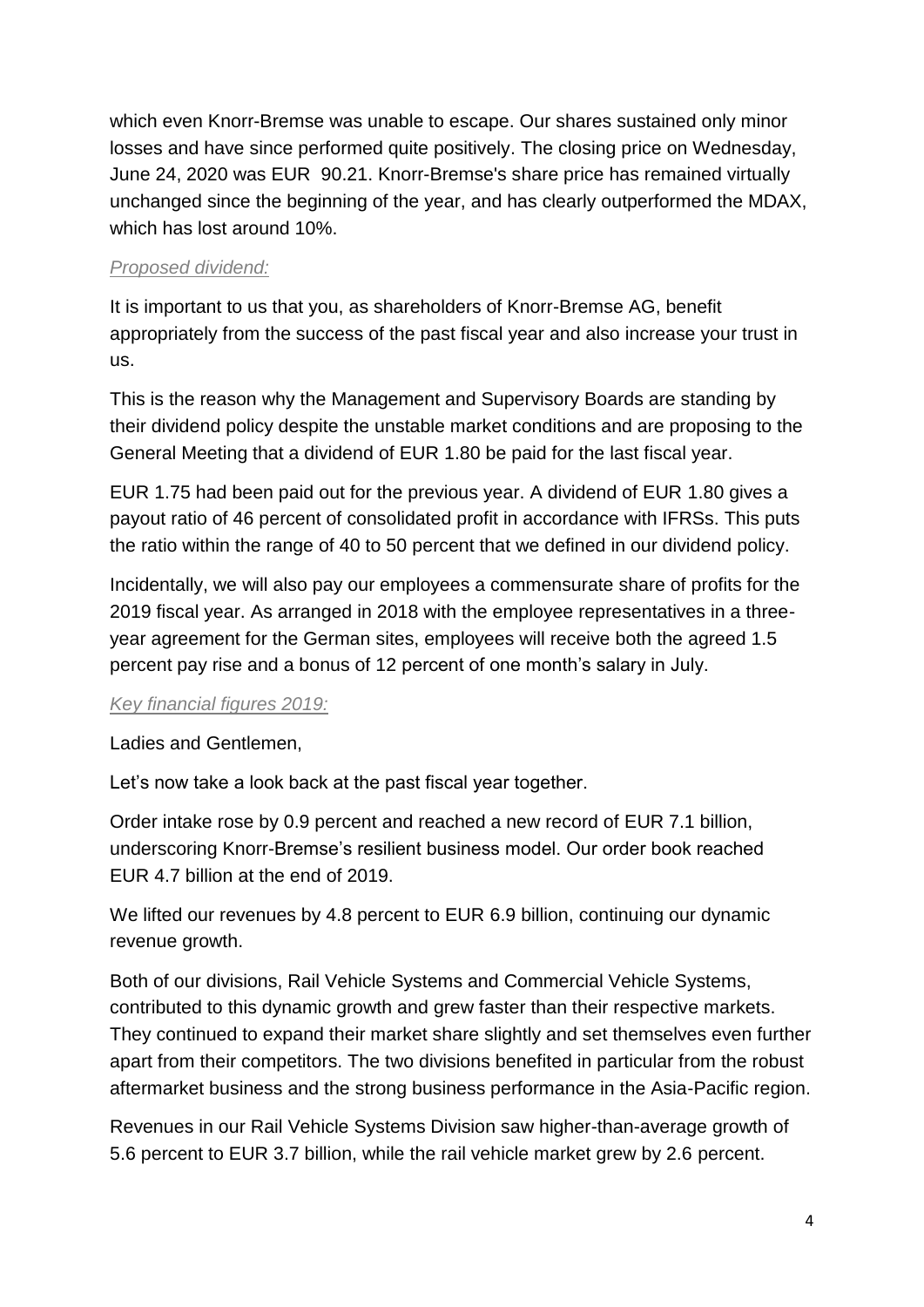which even Knorr-Bremse was unable to escape. Our shares sustained only minor losses and have since performed quite positively. The closing price on Wednesday, June 24, 2020 was EUR  90.21. Knorr-Bremse's share price has remained virtually unchanged since the beginning of the year, and has clearly outperformed the MDAX, which has lost around 10%.

*Proposed dividend:*

It is important to us that you, as shareholders of Knorr-Bremse AG, benefit appropriately from the success of the past fiscal year and also increase your trust in us.

This is the reason why the Management and Supervisory Boards are standing by their dividend policy despite the unstable market conditions and are proposing to the General Meeting that a dividend of EUR 1.80 be paid for the last fiscal year.

EUR 1.75 had been paid out for the previous year. A dividend of EUR 1.80 gives a payout ratio of 46 percent of consolidated profit in accordance with IFRSs. This puts the ratio within the range of 40 to 50 percent that we defined in our dividend policy.

Incidentally, we will also pay our employees a commensurate share of profits for the 2019 fiscal year. As arranged in 2018 with the employee representatives in a three-year agreement for the German sites, employees will receive both the agreed 1.5 percent pay rise and a bonus of 12 percent of one month's salary in July.

*Key financial figures 2019:*

Ladies and Gentlemen,

Let's now take a look back at the past fiscal year together.

Order intake rose by 0.9 percent and reached a new record of EUR 7.1 billion, underscoring Knorr-Bremse's resilient business model. Our order book reached EUR 4.7 billion at the end of 2019.

We lifted our revenues by 4.8 percent to EUR 6.9 billion, continuing our dynamic revenue growth.

Both of our divisions, Rail Vehicle Systems and Commercial Vehicle Systems, contributed to this dynamic growth and grew faster than their respective markets. They continued to expand their market share slightly and set themselves even further apart from their competitors. The two divisions benefited in particular from the robust aftermarket business and the strong business performance in the Asia-Pacific region.

Revenues in our Rail Vehicle Systems Division saw higher-than-average growth of 5.6 percent to EUR 3.7 billion, while the rail vehicle market grew by 2.6 percent.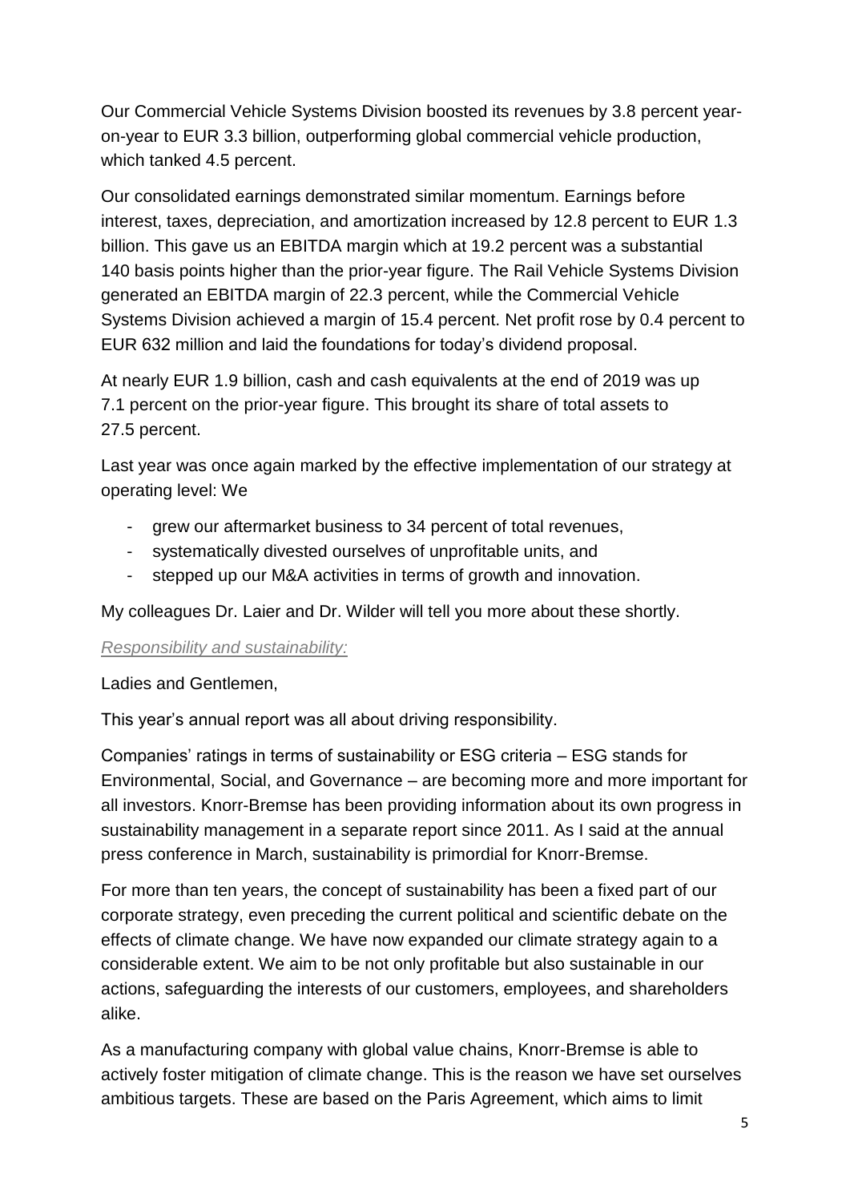Our Commercial Vehicle Systems Division boosted its revenues by 3.8 percent year-on-year to EUR 3.3 billion, outperforming global commercial vehicle production, which tanked 4.5 percent.

Our consolidated earnings demonstrated similar momentum. Earnings before interest, taxes, depreciation, and amortization increased by 12.8 percent to EUR 1.3 billion. This gave us an EBITDA margin which at 19.2 percent was a substantial 140 basis points higher than the prior-year figure. The Rail Vehicle Systems Division generated an EBITDA margin of 22.3 percent, while the Commercial Vehicle Systems Division achieved a margin of 15.4 percent. Net profit rose by 0.4 percent to EUR 632 million and laid the foundations for today's dividend proposal.

At nearly EUR 1.9 billion, cash and cash equivalents at the end of 2019 was up 7.1 percent on the prior-year figure. This brought its share of total assets to 27.5 percent.

Last year was once again marked by the effective implementation of our strategy at operating level: We

- grew our aftermarket business to 34 percent of total revenues,
- systematically divested ourselves of unprofitable units, and
- stepped up our M&A activities in terms of growth and innovation.

My colleagues Dr. Laier and Dr. Wilder will tell you more about these shortly.

*Responsibility and sustainability:*

Ladies and Gentlemen,

This year's annual report was all about driving responsibility.

Companies' ratings in terms of sustainability or ESG criteria – ESG stands for Environmental, Social, and Governance – are becoming more and more important for all investors. Knorr-Bremse has been providing information about its own progress in sustainability management in a separate report since 2011. As I said at the annual press conference in March, sustainability is primordial for Knorr-Bremse.

For more than ten years, the concept of sustainability has been a fixed part of our corporate strategy, even preceding the current political and scientific debate on the effects of climate change. We have now expanded our climate strategy again to a considerable extent. We aim to be not only profitable but also sustainable in our actions, safeguarding the interests of our customers, employees, and shareholders alike.

As a manufacturing company with global value chains, Knorr-Bremse is able to actively foster mitigation of climate change. This is the reason we have set ourselves ambitious targets. These are based on the Paris Agreement, which aims to limit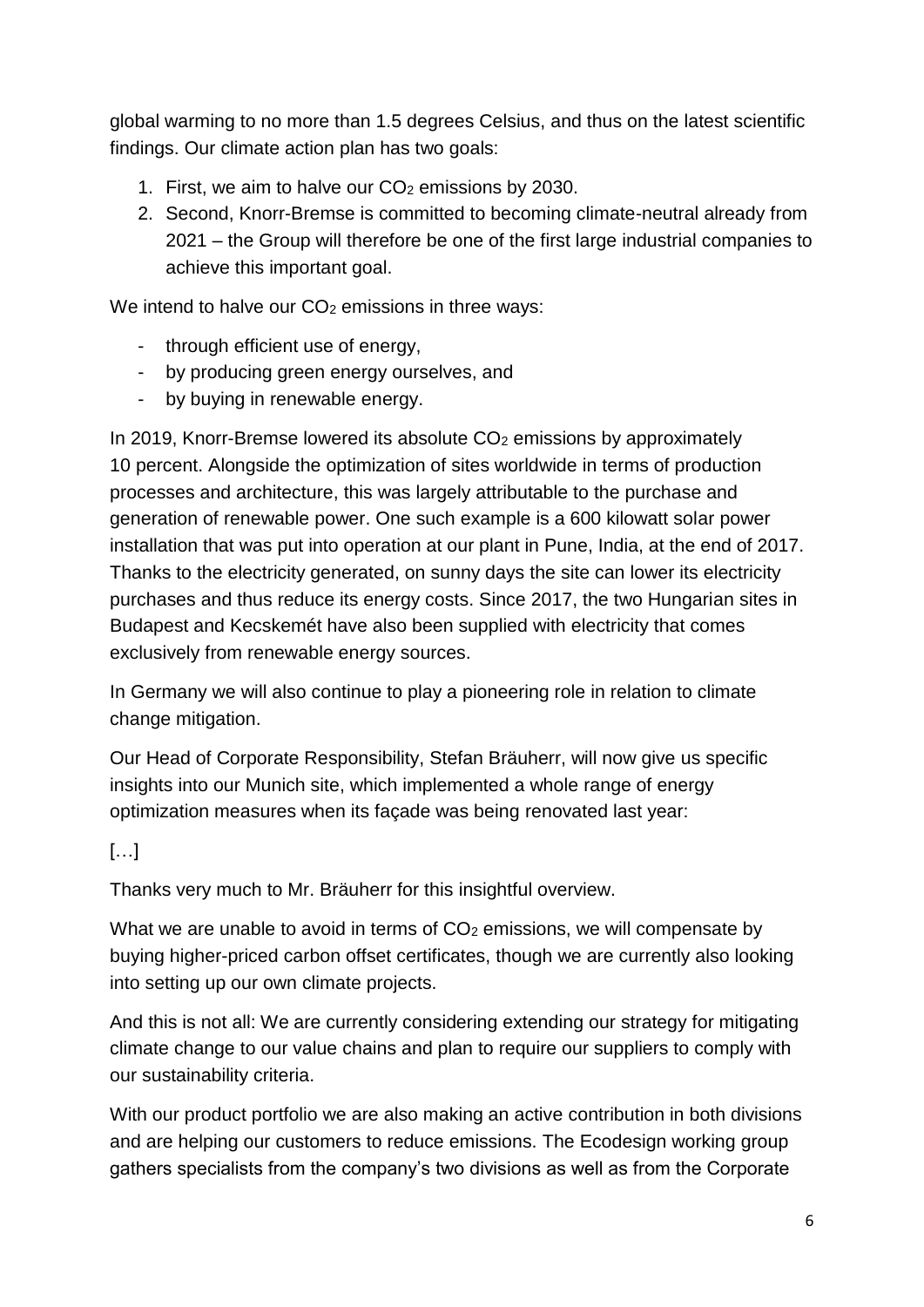global warming to no more than 1.5 degrees Celsius, and thus on the latest scientific findings. Our climate action plan has two goals:

1. First, we aim to halve our $CO_2$ emissions by 2030.
2. Second, Knorr-Bremse is committed to becoming climate-neutral already from 2021 – the Group will therefore be one of the first large industrial companies to achieve this important goal.

We intend to halve our $CO_2$ emissions in three ways:

- through efficient use of energy,
- by producing green energy ourselves, and
- by buying in renewable energy.

In 2019, Knorr-Bremse lowered its absolute $CO_2$ emissions by approximately 10 percent. Alongside the optimization of sites worldwide in terms of production processes and architecture, this was largely attributable to the purchase and generation of renewable power. One such example is a 600 kilowatt solar power installation that was put into operation at our plant in Pune, India, at the end of 2017. Thanks to the electricity generated, on sunny days the site can lower its electricity purchases and thus reduce its energy costs. Since 2017, the two Hungarian sites in Budapest and Kecskemét have also been supplied with electricity that comes exclusively from renewable energy sources.

In Germany we will also continue to play a pioneering role in relation to climate change mitigation.

Our Head of Corporate Responsibility, Stefan Bräuherr, will now give us specific insights into our Munich site, which implemented a whole range of energy optimization measures when its façade was being renovated last year:

[…]

Thanks very much to Mr. Bräuherr for this insightful overview.

What we are unable to avoid in terms of $CO_2$ emissions, we will compensate by buying higher-priced carbon offset certificates, though we are currently also looking into setting up our own climate projects.

And this is not all: We are currently considering extending our strategy for mitigating climate change to our value chains and plan to require our suppliers to comply with our sustainability criteria.

With our product portfolio we are also making an active contribution in both divisions and are helping our customers to reduce emissions. The Ecodesign working group gathers specialists from the company's two divisions as well as from the Corporate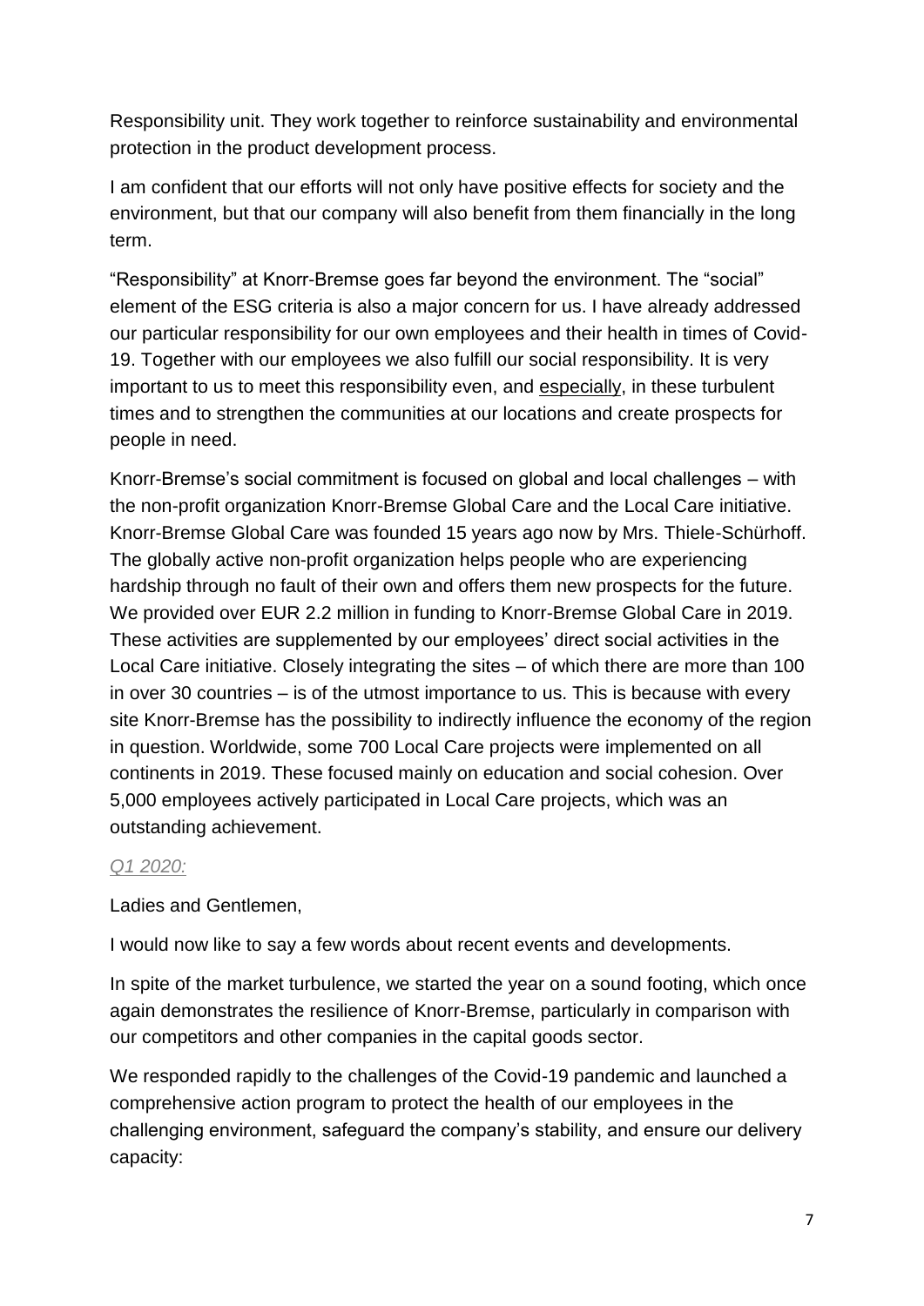Responsibility unit. They work together to reinforce sustainability and environmental protection in the product development process.

I am confident that our efforts will not only have positive effects for society and the environment, but that our company will also benefit from them financially in the long term.

“Responsibility” at Knorr-Bremse goes far beyond the environment. The “social” element of the ESG criteria is also a major concern for us. I have already addressed our particular responsibility for our own employees and their health in times of Covid-19. Together with our employees we also fulfill our social responsibility. It is very important to us to meet this responsibility even, and especially, in these turbulent times and to strengthen the communities at our locations and create prospects for people in need.

Knorr-Bremse’s social commitment is focused on global and local challenges – with the non-profit organization Knorr-Bremse Global Care and the Local Care initiative. Knorr-Bremse Global Care was founded 15 years ago now by Mrs. Thiele-Schürhoff. The globally active non-profit organization helps people who are experiencing hardship through no fault of their own and offers them new prospects for the future. We provided over EUR 2.2 million in funding to Knorr-Bremse Global Care in 2019. These activities are supplemented by our employees’ direct social activities in the Local Care initiative. Closely integrating the sites – of which there are more than 100 in over 30 countries – is of the utmost importance to us. This is because with every site Knorr-Bremse has the possibility to indirectly influence the economy of the region in question. Worldwide, some 700 Local Care projects were implemented on all continents in 2019. These focused mainly on education and social cohesion. Over 5,000 employees actively participated in Local Care projects, which was an outstanding achievement.

*Q1 2020:*

Ladies and Gentlemen,

I would now like to say a few words about recent events and developments.

In spite of the market turbulence, we started the year on a sound footing, which once again demonstrates the resilience of Knorr-Bremse, particularly in comparison with our competitors and other companies in the capital goods sector.

We responded rapidly to the challenges of the Covid-19 pandemic and launched a comprehensive action program to protect the health of our employees in the challenging environment, safeguard the company’s stability, and ensure our delivery capacity: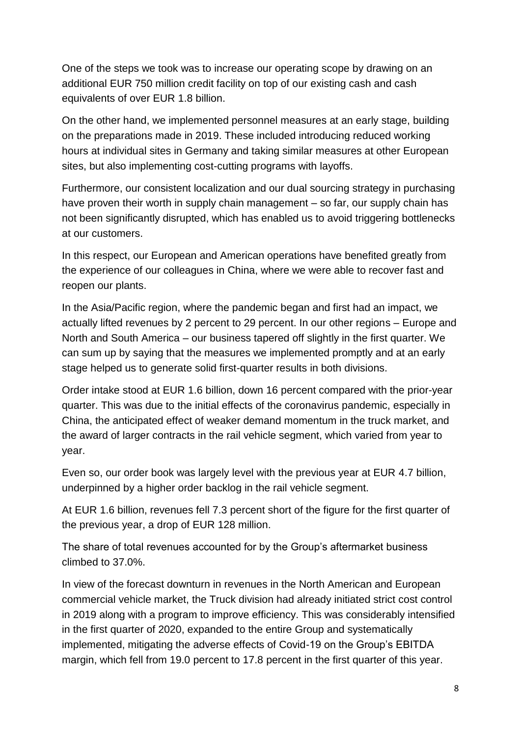One of the steps we took was to increase our operating scope by drawing on an additional EUR 750 million credit facility on top of our existing cash and cash equivalents of over EUR 1.8 billion.

On the other hand, we implemented personnel measures at an early stage, building on the preparations made in 2019. These included introducing reduced working hours at individual sites in Germany and taking similar measures at other European sites, but also implementing cost-cutting programs with layoffs.

Furthermore, our consistent localization and our dual sourcing strategy in purchasing have proven their worth in supply chain management – so far, our supply chain has not been significantly disrupted, which has enabled us to avoid triggering bottlenecks at our customers.

In this respect, our European and American operations have benefited greatly from the experience of our colleagues in China, where we were able to recover fast and reopen our plants.

In the Asia/Pacific region, where the pandemic began and first had an impact, we actually lifted revenues by 2 percent to 29 percent. In our other regions – Europe and North and South America – our business tapered off slightly in the first quarter. We can sum up by saying that the measures we implemented promptly and at an early stage helped us to generate solid first-quarter results in both divisions.

Order intake stood at EUR 1.6 billion, down 16 percent compared with the prior-year quarter. This was due to the initial effects of the coronavirus pandemic, especially in China, the anticipated effect of weaker demand momentum in the truck market, and the award of larger contracts in the rail vehicle segment, which varied from year to year.

Even so, our order book was largely level with the previous year at EUR 4.7 billion, underpinned by a higher order backlog in the rail vehicle segment.

At EUR 1.6 billion, revenues fell 7.3 percent short of the figure for the first quarter of the previous year, a drop of EUR 128 million.

The share of total revenues accounted for by the Group's aftermarket business climbed to 37.0%.

In view of the forecast downturn in revenues in the North American and European commercial vehicle market, the Truck division had already initiated strict cost control in 2019 along with a program to improve efficiency. This was considerably intensified in the first quarter of 2020, expanded to the entire Group and systematically implemented, mitigating the adverse effects of Covid-19 on the Group's EBITDA margin, which fell from 19.0 percent to 17.8 percent in the first quarter of this year.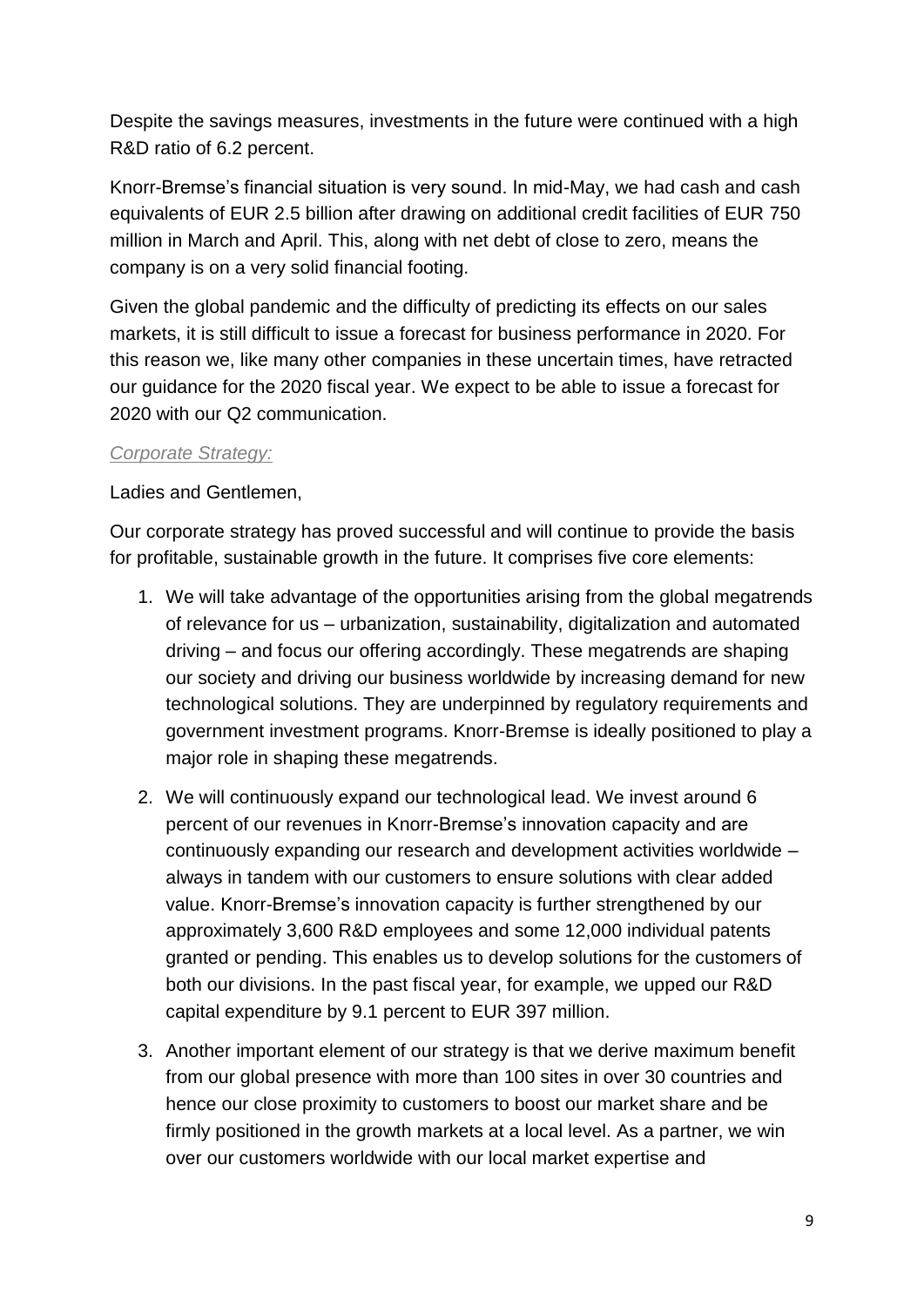Despite the savings measures, investments in the future were continued with a high R&D ratio of 6.2 percent.

Knorr-Bremse's financial situation is very sound. In mid-May, we had cash and cash equivalents of EUR 2.5 billion after drawing on additional credit facilities of EUR 750 million in March and April. This, along with net debt of close to zero, means the company is on a very solid financial footing.

Given the global pandemic and the difficulty of predicting its effects on our sales markets, it is still difficult to issue a forecast for business performance in 2020. For this reason we, like many other companies in these uncertain times, have retracted our guidance for the 2020 fiscal year. We expect to be able to issue a forecast for 2020 with our Q2 communication.

*Corporate Strategy:*

Ladies and Gentlemen,

Our corporate strategy has proved successful and will continue to provide the basis for profitable, sustainable growth in the future. It comprises five core elements:

1. We will take advantage of the opportunities arising from the global megatrends of relevance for us – urbanization, sustainability, digitalization and automated driving – and focus our offering accordingly. These megatrends are shaping our society and driving our business worldwide by increasing demand for new technological solutions. They are underpinned by regulatory requirements and government investment programs. Knorr-Bremse is ideally positioned to play a major role in shaping these megatrends.
2. We will continuously expand our technological lead. We invest around 6 percent of our revenues in Knorr-Bremse's innovation capacity and are continuously expanding our research and development activities worldwide – always in tandem with our customers to ensure solutions with clear added value. Knorr-Bremse's innovation capacity is further strengthened by our approximately 3,600 R&D employees and some 12,000 individual patents granted or pending. This enables us to develop solutions for the customers of both our divisions. In the past fiscal year, for example, we upped our R&D capital expenditure by 9.1 percent to EUR 397 million.
3. Another important element of our strategy is that we derive maximum benefit from our global presence with more than 100 sites in over 30 countries and hence our close proximity to customers to boost our market share and be firmly positioned in the growth markets at a local level. As a partner, we win over our customers worldwide with our local market expertise and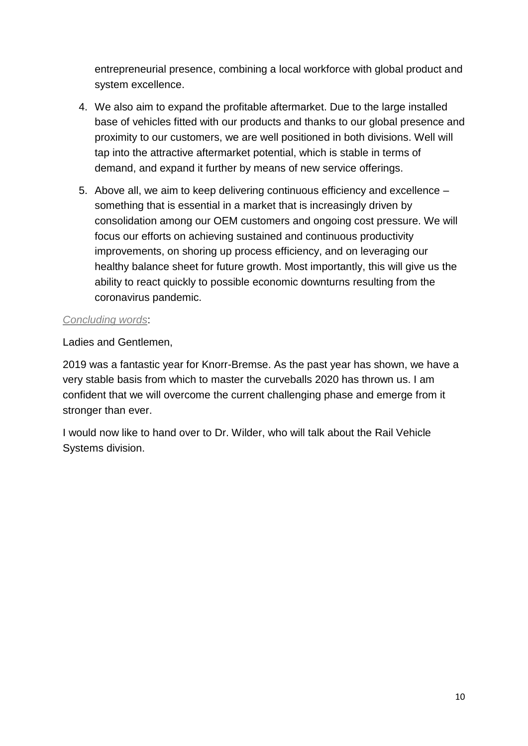entrepreneurial presence, combining a local workforce with global product and system excellence.

4. We also aim to expand the profitable aftermarket. Due to the large installed base of vehicles fitted with our products and thanks to our global presence and proximity to our customers, we are well positioned in both divisions. Well will tap into the attractive aftermarket potential, which is stable in terms of demand, and expand it further by means of new service offerings.
5. Above all, we aim to keep delivering continuous efficiency and excellence – something that is essential in a market that is increasingly driven by consolidation among our OEM customers and ongoing cost pressure. We will focus our efforts on achieving sustained and continuous productivity improvements, on shoring up process efficiency, and on leveraging our healthy balance sheet for future growth. Most importantly, this will give us the ability to react quickly to possible economic downturns resulting from the coronavirus pandemic.

*Concluding words*:

Ladies and Gentlemen,

2019 was a fantastic year for Knorr-Bremse. As the past year has shown, we have a very stable basis from which to master the curveballs 2020 has thrown us. I am confident that we will overcome the current challenging phase and emerge from it stronger than ever.

I would now like to hand over to Dr. Wilder, who will talk about the Rail Vehicle Systems division.